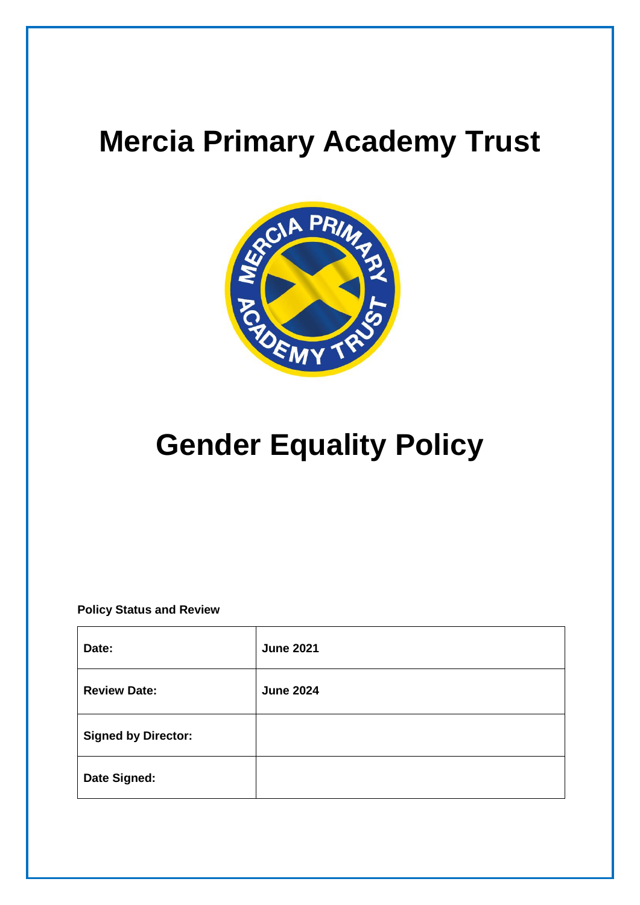# Mercia Primary Academy Trust

# Gender Equality Policy

**Policy Status and Review**

| | |
|---|---|
| **Date:** | **June 2021** |
| **Review Date:** | **June 2024** |
| **Signed by Director:** | |
| **Date Signed:** | |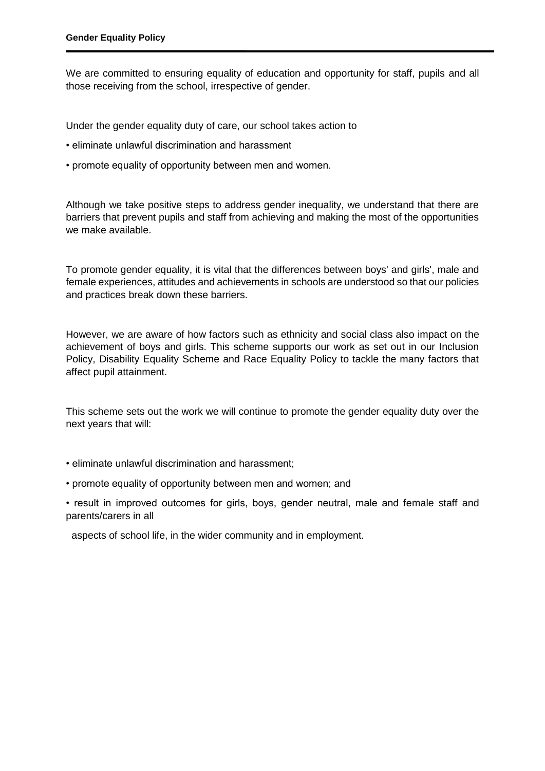We are committed to ensuring equality of education and opportunity for staff, pupils and all those receiving from the school, irrespective of gender.

Under the gender equality duty of care, our school takes action to

- eliminate unlawful discrimination and harassment
- promote equality of opportunity between men and women.

Although we take positive steps to address gender inequality, we understand that there are barriers that prevent pupils and staff from achieving and making the most of the opportunities we make available.

To promote gender equality, it is vital that the differences between boys' and girls', male and female experiences, attitudes and achievements in schools are understood so that our policies and practices break down these barriers.

However, we are aware of how factors such as ethnicity and social class also impact on the achievement of boys and girls. This scheme supports our work as set out in our Inclusion Policy, Disability Equality Scheme and Race Equality Policy to tackle the many factors that affect pupil attainment.

This scheme sets out the work we will continue to promote the gender equality duty over the next years that will:

- eliminate unlawful discrimination and harassment;
- promote equality of opportunity between men and women; and
- result in improved outcomes for girls, boys, gender neutral, male and female staff and parents/carers in all aspects of school life, in the wider community and in employment.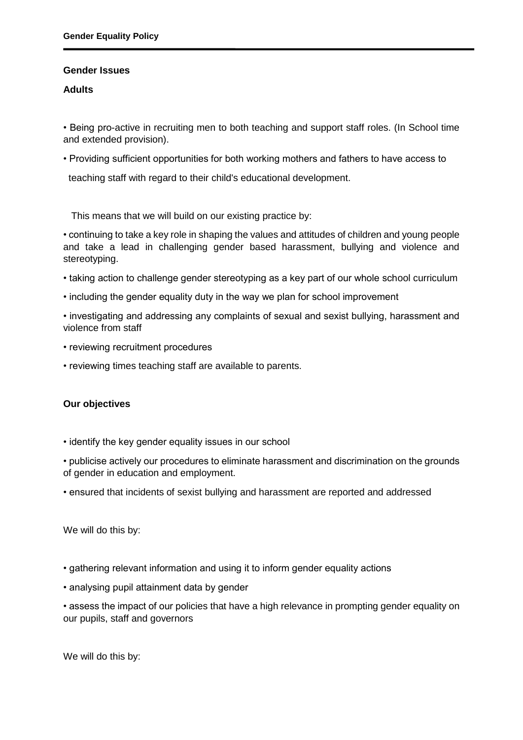**Gender Issues**

**Adults**

- Being pro-active in recruiting men to both teaching and support staff roles. (In School time and extended provision).
- Providing sufficient opportunities for both working mothers and fathers to have access to teaching staff with regard to their child's educational development.

This means that we will build on our existing practice by:

- continuing to take a key role in shaping the values and attitudes of children and young people and take a lead in challenging gender based harassment, bullying and violence and stereotyping.
- taking action to challenge gender stereotyping as a key part of our whole school curriculum
- including the gender equality duty in the way we plan for school improvement
- investigating and addressing any complaints of sexual and sexist bullying, harassment and violence from staff
- reviewing recruitment procedures
- reviewing times teaching staff are available to parents.

**Our objectives**

- identify the key gender equality issues in our school
- publicise actively our procedures to eliminate harassment and discrimination on the grounds of gender in education and employment.
- ensured that incidents of sexist bullying and harassment are reported and addressed

We will do this by:

- gathering relevant information and using it to inform gender equality actions
- analysing pupil attainment data by gender
- assess the impact of our policies that have a high relevance in prompting gender equality on our pupils, staff and governors

We will do this by: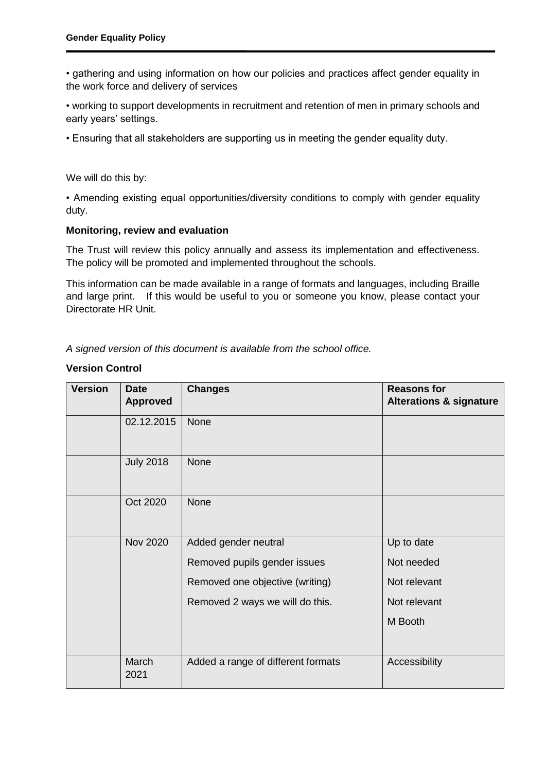• gathering and using information on how our policies and practices affect gender equality in the work force and delivery of services

• working to support developments in recruitment and retention of men in primary schools and early years' settings.

• Ensuring that all stakeholders are supporting us in meeting the gender equality duty.

We will do this by:

• Amending existing equal opportunities/diversity conditions to comply with gender equality duty.

**Monitoring, review and evaluation**

The Trust will review this policy annually and assess its implementation and effectiveness. The policy will be promoted and implemented throughout the schools.

This information can be made available in a range of formats and languages, including Braille and large print. If this would be useful to you or someone you know, please contact your Directorate HR Unit.

*A signed version of this document is available from the school office.*

**Version Control**

| Version | Date Approved | Changes | Reasons for Alterations & signature |
|---|---|---|---|
| | 02.12.2015 | None | |
| | July 2018 | None | |
| | Oct 2020 | None | |
| | Nov 2020 | Added gender neutral<br>Removed pupils gender issues<br>Removed one objective (writing)<br>Removed 2 ways we will do this. | Up to date<br>Not needed<br>Not relevant<br>Not relevant<br>M Booth |
| | March 2021 | Added a range of different formats | Accessibility |